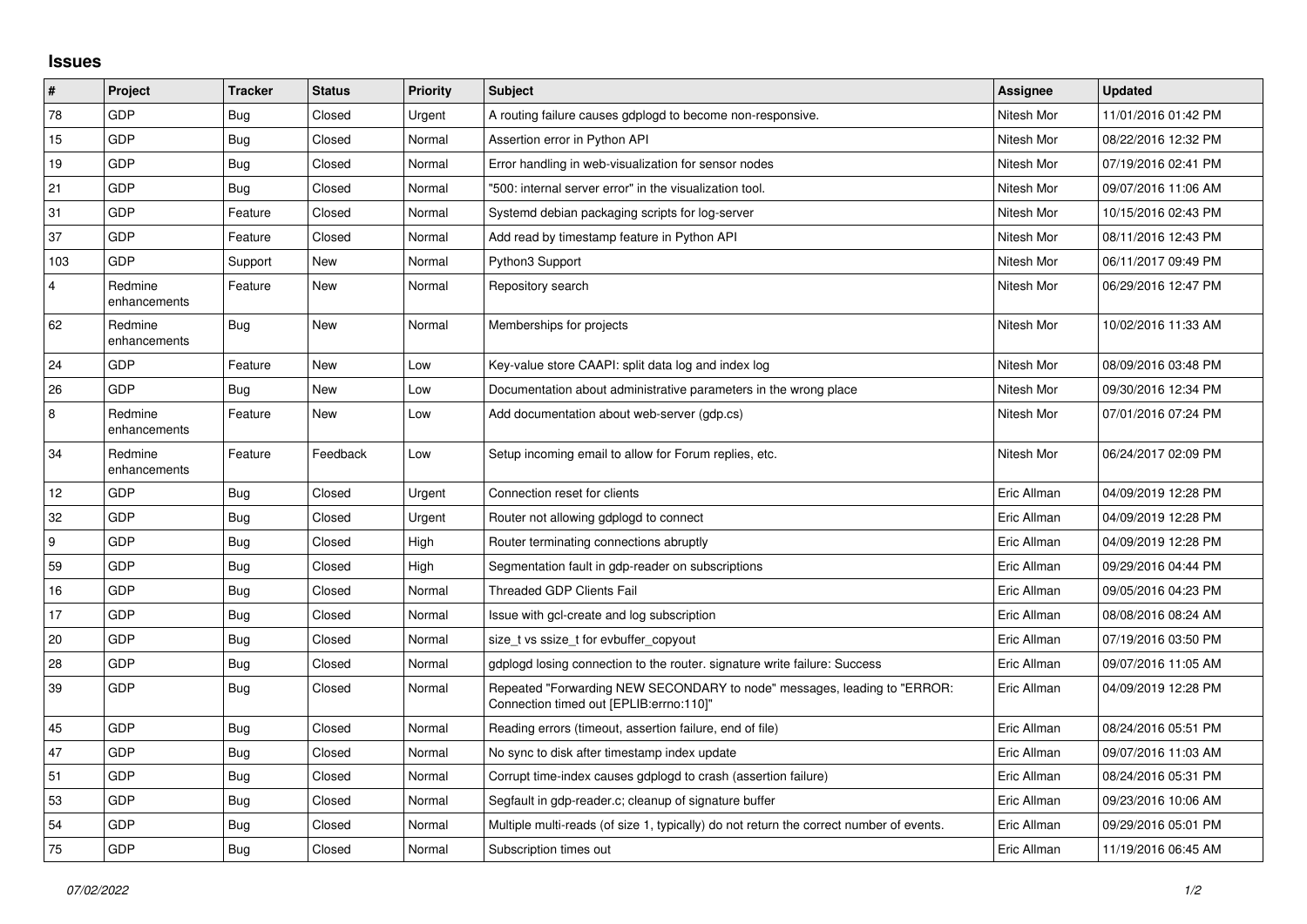# Issues

| # | Project | Tracker | Status | Priority | Subject | Assignee | Updated |
|---|---|---|---|---|---|---|---|
| 78 | GDP | Bug | Closed | Urgent | A routing failure causes gdplogd to become non-responsive. | Nitesh Mor | 11/01/2016 01:42 PM |
| 15 | GDP | Bug | Closed | Normal | Assertion error in Python API | Nitesh Mor | 08/22/2016 12:32 PM |
| 19 | GDP | Bug | Closed | Normal | Error handling in web-visualization for sensor nodes | Nitesh Mor | 07/19/2016 02:41 PM |
| 21 | GDP | Bug | Closed | Normal | "500: internal server error" in the visualization tool. | Nitesh Mor | 09/07/2016 11:06 AM |
| 31 | GDP | Feature | Closed | Normal | Systemd debian packaging scripts for log-server | Nitesh Mor | 10/15/2016 02:43 PM |
| 37 | GDP | Feature | Closed | Normal | Add read by timestamp feature in Python API | Nitesh Mor | 08/11/2016 12:43 PM |
| 103 | GDP | Support | New | Normal | Python3 Support | Nitesh Mor | 06/11/2017 09:49 PM |
| 4 | Redmine enhancements | Feature | New | Normal | Repository search | Nitesh Mor | 06/29/2016 12:47 PM |
| 62 | Redmine enhancements | Bug | New | Normal | Memberships for projects | Nitesh Mor | 10/02/2016 11:33 AM |
| 24 | GDP | Feature | New | Low | Key-value store CAAPI: split data log and index log | Nitesh Mor | 08/09/2016 03:48 PM |
| 26 | GDP | Bug | New | Low | Documentation about administrative parameters in the wrong place | Nitesh Mor | 09/30/2016 12:34 PM |
| 8 | Redmine enhancements | Feature | New | Low | Add documentation about web-server (gdp.cs) | Nitesh Mor | 07/01/2016 07:24 PM |
| 34 | Redmine enhancements | Feature | Feedback | Low | Setup incoming email to allow for Forum replies, etc. | Nitesh Mor | 06/24/2017 02:09 PM |
| 12 | GDP | Bug | Closed | Urgent | Connection reset for clients | Eric Allman | 04/09/2019 12:28 PM |
| 32 | GDP | Bug | Closed | Urgent | Router not allowing gdplogd to connect | Eric Allman | 04/09/2019 12:28 PM |
| 9 | GDP | Bug | Closed | High | Router terminating connections abruptly | Eric Allman | 04/09/2019 12:28 PM |
| 59 | GDP | Bug | Closed | High | Segmentation fault in gdp-reader on subscriptions | Eric Allman | 09/29/2016 04:44 PM |
| 16 | GDP | Bug | Closed | Normal | Threaded GDP Clients Fail | Eric Allman | 09/05/2016 04:23 PM |
| 17 | GDP | Bug | Closed | Normal | Issue with gcl-create and log subscription | Eric Allman | 08/08/2016 08:24 AM |
| 20 | GDP | Bug | Closed | Normal | size_t vs ssize_t for evbuffer_copyout | Eric Allman | 07/19/2016 03:50 PM |
| 28 | GDP | Bug | Closed | Normal | gdplogd losing connection to the router. signature write failure: Success | Eric Allman | 09/07/2016 11:05 AM |
| 39 | GDP | Bug | Closed | Normal | Repeated "Forwarding NEW SECONDARY to node" messages, leading to "ERROR: Connection timed out [EPLIB:errno:110]" | Eric Allman | 04/09/2019 12:28 PM |
| 45 | GDP | Bug | Closed | Normal | Reading errors (timeout, assertion failure, end of file) | Eric Allman | 08/24/2016 05:51 PM |
| 47 | GDP | Bug | Closed | Normal | No sync to disk after timestamp index update | Eric Allman | 09/07/2016 11:03 AM |
| 51 | GDP | Bug | Closed | Normal | Corrupt time-index causes gdplogd to crash (assertion failure) | Eric Allman | 08/24/2016 05:31 PM |
| 53 | GDP | Bug | Closed | Normal | Segfault in gdp-reader.c; cleanup of signature buffer | Eric Allman | 09/23/2016 10:06 AM |
| 54 | GDP | Bug | Closed | Normal | Multiple multi-reads (of size 1, typically) do not return the correct number of events. | Eric Allman | 09/29/2016 05:01 PM |
| 75 | GDP | Bug | Closed | Normal | Subscription times out | Eric Allman | 11/19/2016 06:45 AM |

*07/02/2022*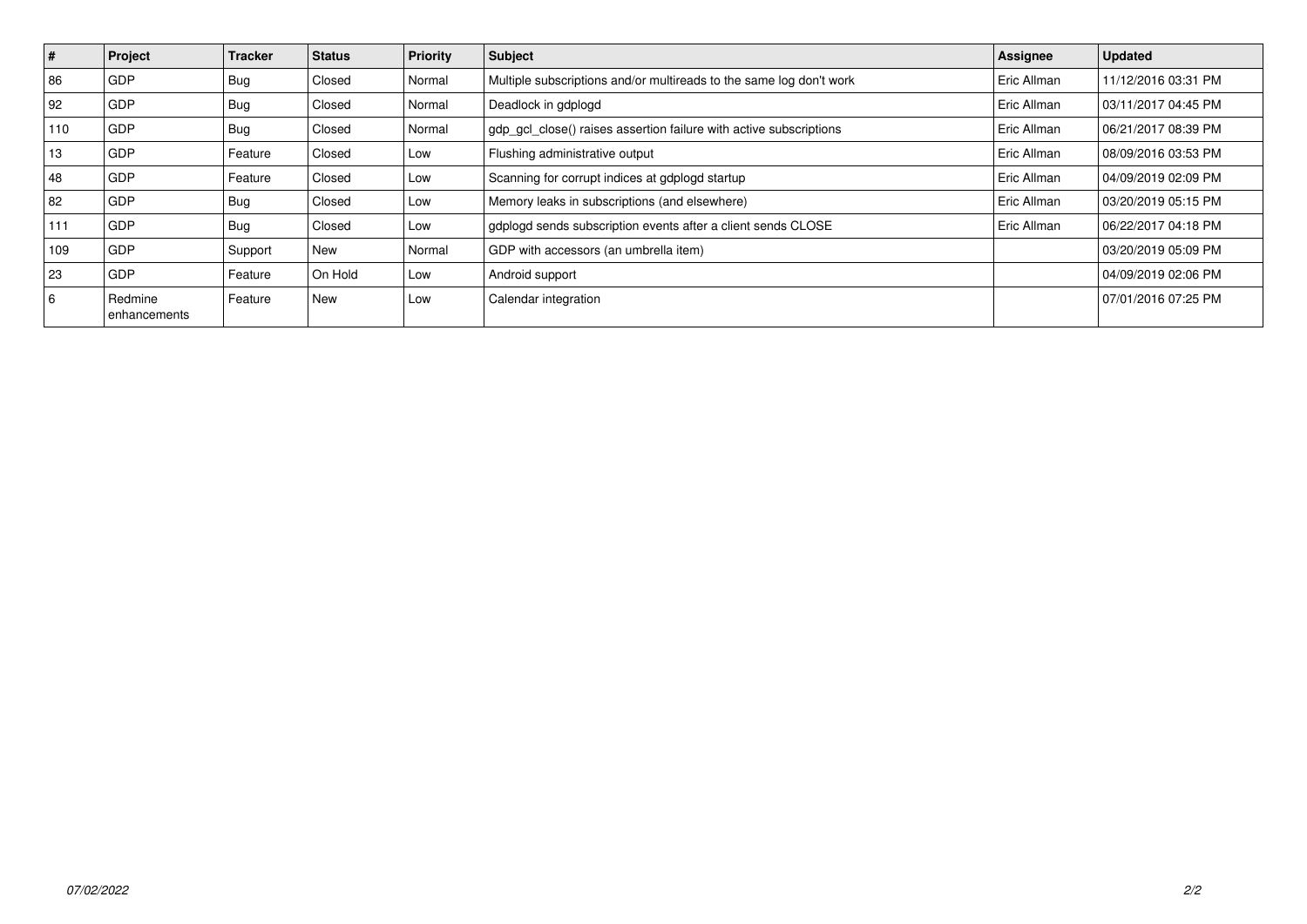| # | Project | Tracker | Status | Priority | Subject | Assignee | Updated |
|---|---|---|---|---|---|---|---|
| 86 | GDP | Bug | Closed | Normal | Multiple subscriptions and/or multireads to the same log don't work | Eric Allman | 11/12/2016 03:31 PM |
| 92 | GDP | Bug | Closed | Normal | Deadlock in gdplogd | Eric Allman | 03/11/2017 04:45 PM |
| 110 | GDP | Bug | Closed | Normal | gdp_gcl_close() raises assertion failure with active subscriptions | Eric Allman | 06/21/2017 08:39 PM |
| 13 | GDP | Feature | Closed | Low | Flushing administrative output | Eric Allman | 08/09/2016 03:53 PM |
| 48 | GDP | Feature | Closed | Low | Scanning for corrupt indices at gdplogd startup | Eric Allman | 04/09/2019 02:09 PM |
| 82 | GDP | Bug | Closed | Low | Memory leaks in subscriptions (and elsewhere) | Eric Allman | 03/20/2019 05:15 PM |
| 111 | GDP | Bug | Closed | Low | gdplogd sends subscription events after a client sends CLOSE | Eric Allman | 06/22/2017 04:18 PM |
| 109 | GDP | Support | New | Normal | GDP with accessors (an umbrella item) | | 03/20/2019 05:09 PM |
| 23 | GDP | Feature | On Hold | Low | Android support | | 04/09/2019 02:06 PM |
| 6 | Redmine enhancements | Feature | New | Low | Calendar integration | | 07/01/2016 07:25 PM |